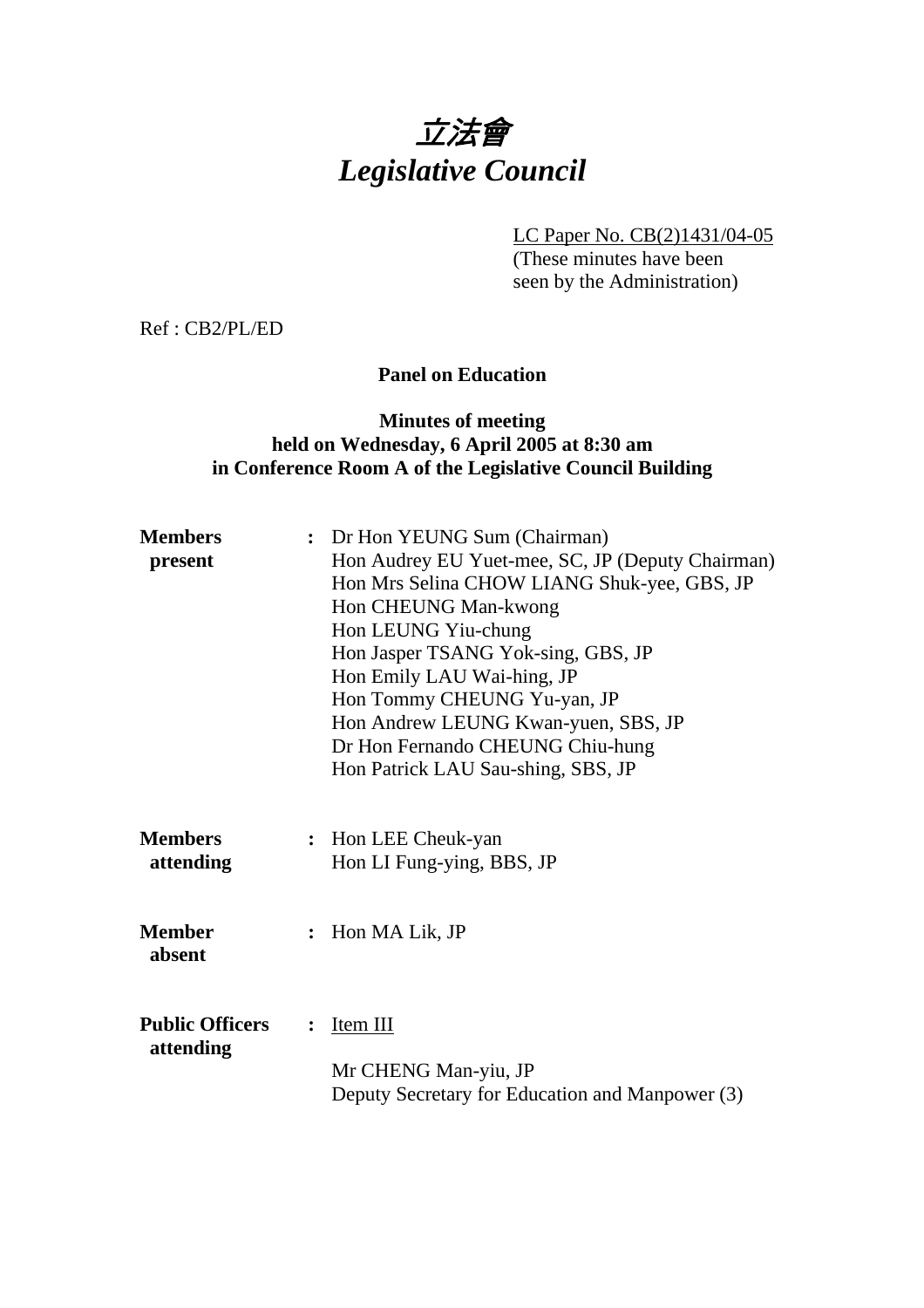# *立法會*
# *Legislative Council*

LC Paper No. CB(2)1431/04-05
(These minutes have been seen by the Administration)

Ref : CB2/PL/ED

**Panel on Education**

**Minutes of meeting**
**held on Wednesday, 6 April 2005 at 8:30 am**
**in Conference Room A of the Legislative Council Building**

**Members present** : Dr Hon YEUNG Sum (Chairman)
Hon Audrey EU Yuet-mee, SC, JP (Deputy Chairman)
Hon Mrs Selina CHOW LIANG Shuk-yee, GBS, JP
Hon CHEUNG Man-kwong
Hon LEUNG Yiu-chung
Hon Jasper TSANG Yok-sing, GBS, JP
Hon Emily LAU Wai-hing, JP
Hon Tommy CHEUNG Yu-yan, JP
Hon Andrew LEUNG Kwan-yuen, SBS, JP
Dr Hon Fernando CHEUNG Chiu-hung
Hon Patrick LAU Sau-shing, SBS, JP

**Members attending** : Hon LEE Cheuk-yan
Hon LI Fung-ying, BBS, JP

**Member absent** : Hon MA Lik, JP

**Public Officers attending** : Item III

Mr CHENG Man-yiu, JP
Deputy Secretary for Education and Manpower (3)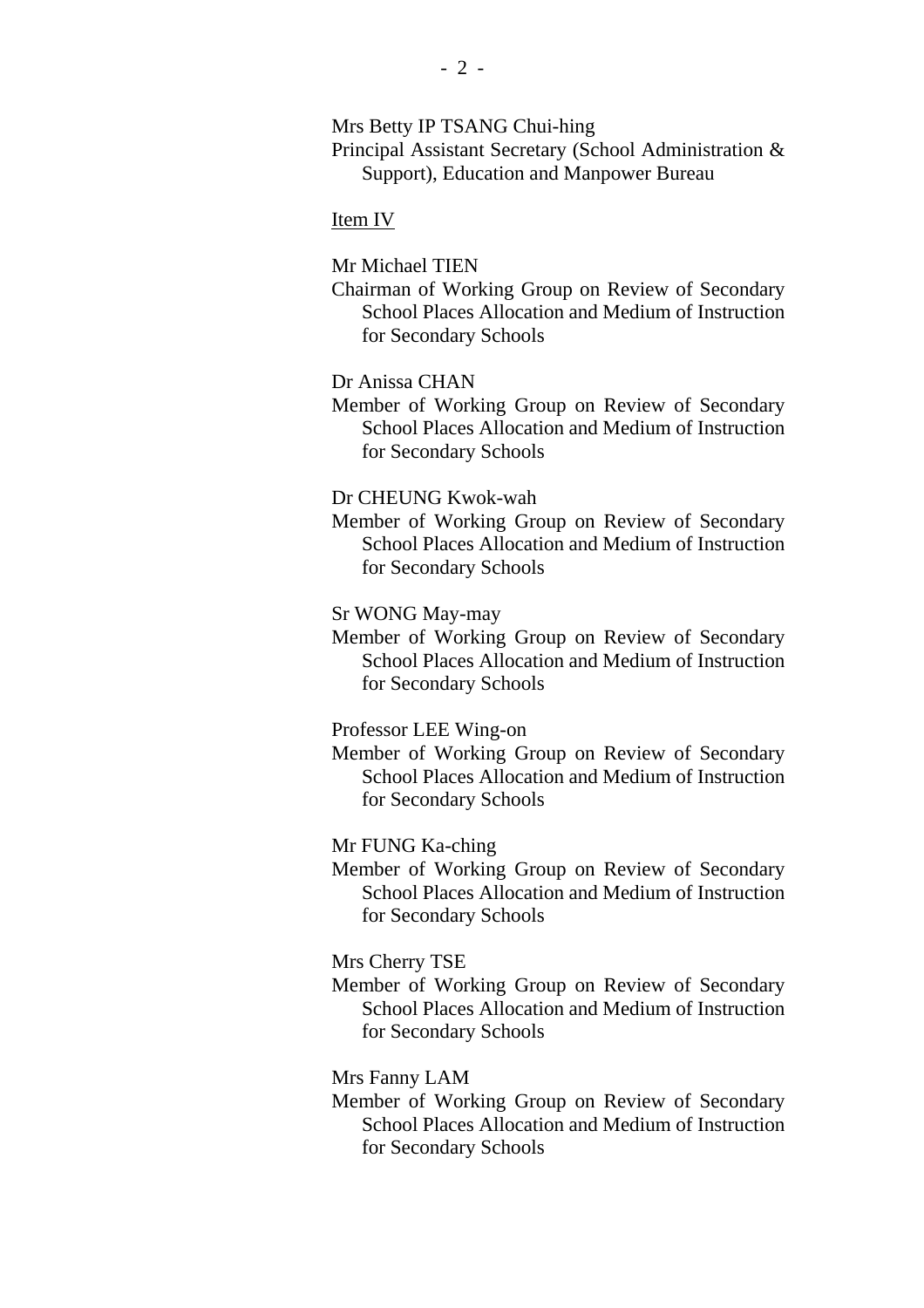Mrs Betty IP TSANG Chui-hing
Principal Assistant Secretary (School Administration & Support), Education and Manpower Bureau

<u>Item IV</u>

Mr Michael TIEN
Chairman of Working Group on Review of Secondary School Places Allocation and Medium of Instruction for Secondary Schools

Dr Anissa CHAN
Member of Working Group on Review of Secondary School Places Allocation and Medium of Instruction for Secondary Schools

Dr CHEUNG Kwok-wah
Member of Working Group on Review of Secondary School Places Allocation and Medium of Instruction for Secondary Schools

Sr WONG May-may
Member of Working Group on Review of Secondary School Places Allocation and Medium of Instruction for Secondary Schools

Professor LEE Wing-on
Member of Working Group on Review of Secondary School Places Allocation and Medium of Instruction for Secondary Schools

Mr FUNG Ka-ching
Member of Working Group on Review of Secondary School Places Allocation and Medium of Instruction for Secondary Schools

Mrs Cherry TSE
Member of Working Group on Review of Secondary School Places Allocation and Medium of Instruction for Secondary Schools

Mrs Fanny LAM
Member of Working Group on Review of Secondary School Places Allocation and Medium of Instruction for Secondary Schools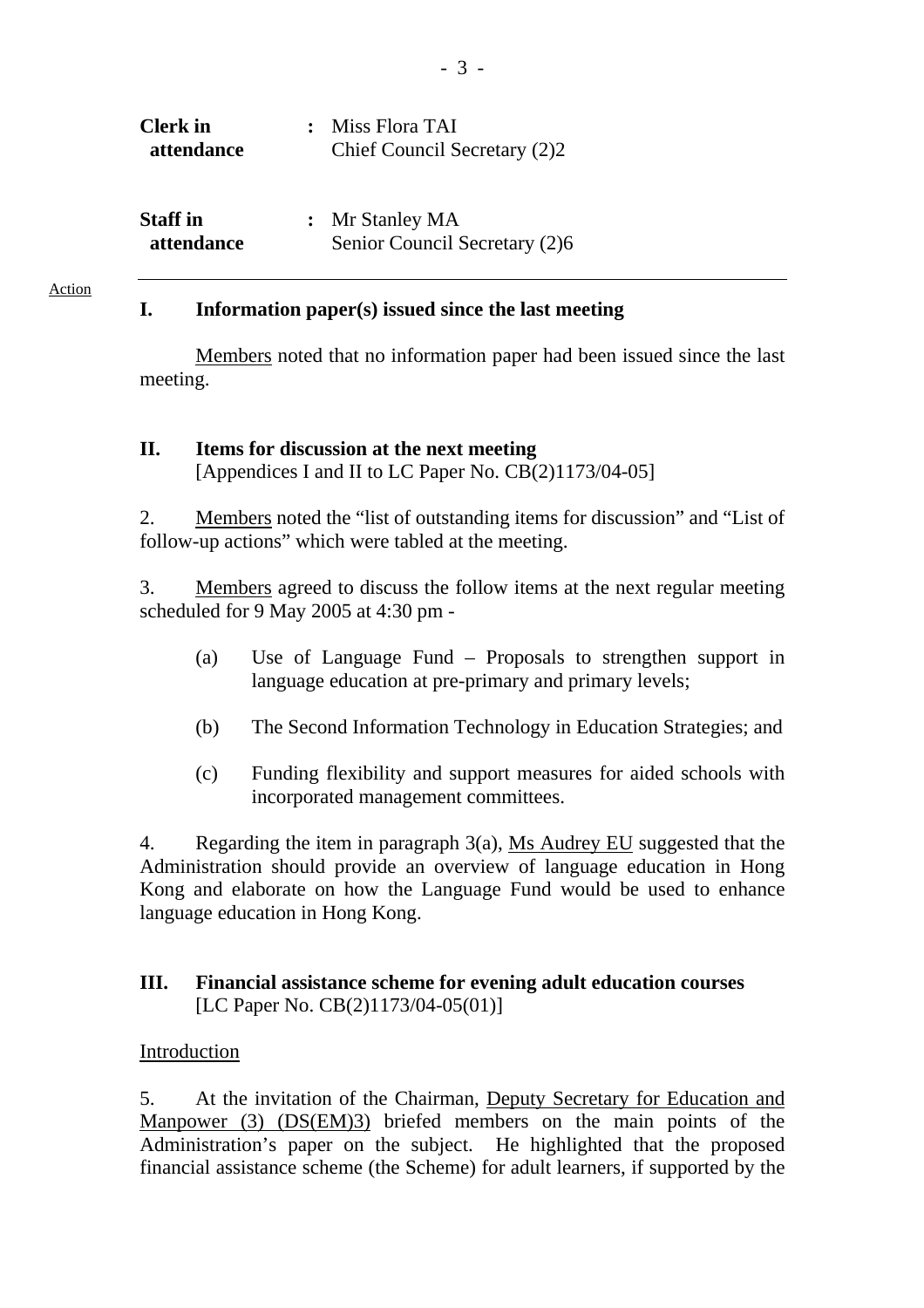| | | |
|---|---|---|
| **Clerk in attendance** | : | Miss Flora TAI<br>Chief Council Secretary (2)2 |
| **Staff in attendance** | : | Mr Stanley MA<br>Senior Council Secretary (2)6 |

Action

**I. Information paper(s) issued since the last meeting**

Members noted that no information paper had been issued since the last meeting.

**II. Items for discussion at the next meeting**
[Appendices I and II to LC Paper No. CB(2)1173/04-05]

2. Members noted the "list of outstanding items for discussion" and "List of follow-up actions" which were tabled at the meeting.

3. Members agreed to discuss the follow items at the next regular meeting scheduled for 9 May 2005 at 4:30 pm -

(a) Use of Language Fund – Proposals to strengthen support in language education at pre-primary and primary levels;

(b) The Second Information Technology in Education Strategies; and

(c) Funding flexibility and support measures for aided schools with incorporated management committees.

4. Regarding the item in paragraph 3(a), Ms Audrey EU suggested that the Administration should provide an overview of language education in Hong Kong and elaborate on how the Language Fund would be used to enhance language education in Hong Kong.

**III. Financial assistance scheme for evening adult education courses**
[LC Paper No. CB(2)1173/04-05(01)]

Introduction

5. At the invitation of the Chairman, Deputy Secretary for Education and Manpower (3) (DS(EM)3) briefed members on the main points of the Administration's paper on the subject. He highlighted that the proposed financial assistance scheme (the Scheme) for adult learners, if supported by the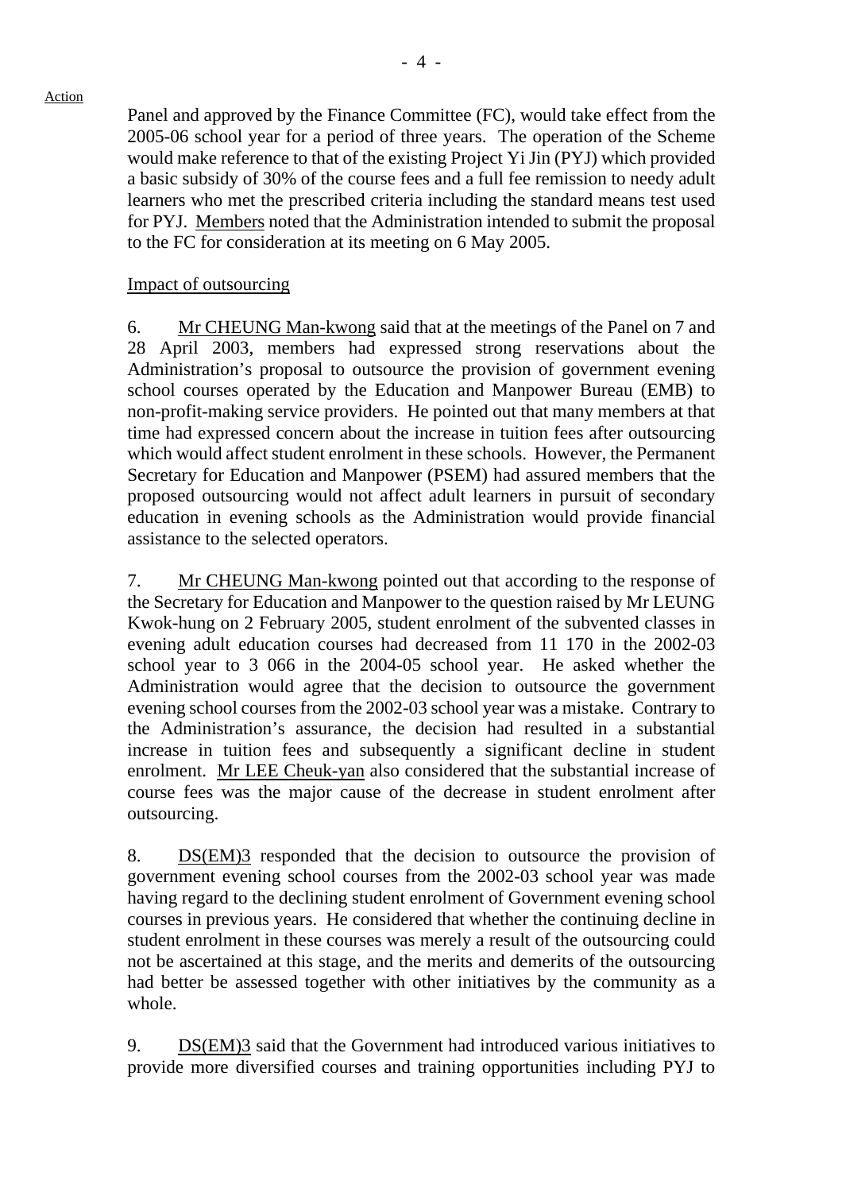Action

Panel and approved by the Finance Committee (FC), would take effect from the 2005-06 school year for a period of three years. The operation of the Scheme would make reference to that of the existing Project Yi Jin (PYJ) which provided a basic subsidy of 30% of the course fees and a full fee remission to needy adult learners who met the prescribed criteria including the standard means test used for PYJ. Members noted that the Administration intended to submit the proposal to the FC for consideration at its meeting on 6 May 2005.

Impact of outsourcing

6. Mr CHEUNG Man-kwong said that at the meetings of the Panel on 7 and 28 April 2003, members had expressed strong reservations about the Administration's proposal to outsource the provision of government evening school courses operated by the Education and Manpower Bureau (EMB) to non-profit-making service providers. He pointed out that many members at that time had expressed concern about the increase in tuition fees after outsourcing which would affect student enrolment in these schools. However, the Permanent Secretary for Education and Manpower (PSEM) had assured members that the proposed outsourcing would not affect adult learners in pursuit of secondary education in evening schools as the Administration would provide financial assistance to the selected operators.

7. Mr CHEUNG Man-kwong pointed out that according to the response of the Secretary for Education and Manpower to the question raised by Mr LEUNG Kwok-hung on 2 February 2005, student enrolment of the subvented classes in evening adult education courses had decreased from 11 170 in the 2002-03 school year to 3 066 in the 2004-05 school year. He asked whether the Administration would agree that the decision to outsource the government evening school courses from the 2002-03 school year was a mistake. Contrary to the Administration's assurance, the decision had resulted in a substantial increase in tuition fees and subsequently a significant decline in student enrolment. Mr LEE Cheuk-yan also considered that the substantial increase of course fees was the major cause of the decrease in student enrolment after outsourcing.

8. DS(EM)3 responded that the decision to outsource the provision of government evening school courses from the 2002-03 school year was made having regard to the declining student enrolment of Government evening school courses in previous years. He considered that whether the continuing decline in student enrolment in these courses was merely a result of the outsourcing could not be ascertained at this stage, and the merits and demerits of the outsourcing had better be assessed together with other initiatives by the community as a whole.

9. DS(EM)3 said that the Government had introduced various initiatives to provide more diversified courses and training opportunities including PYJ to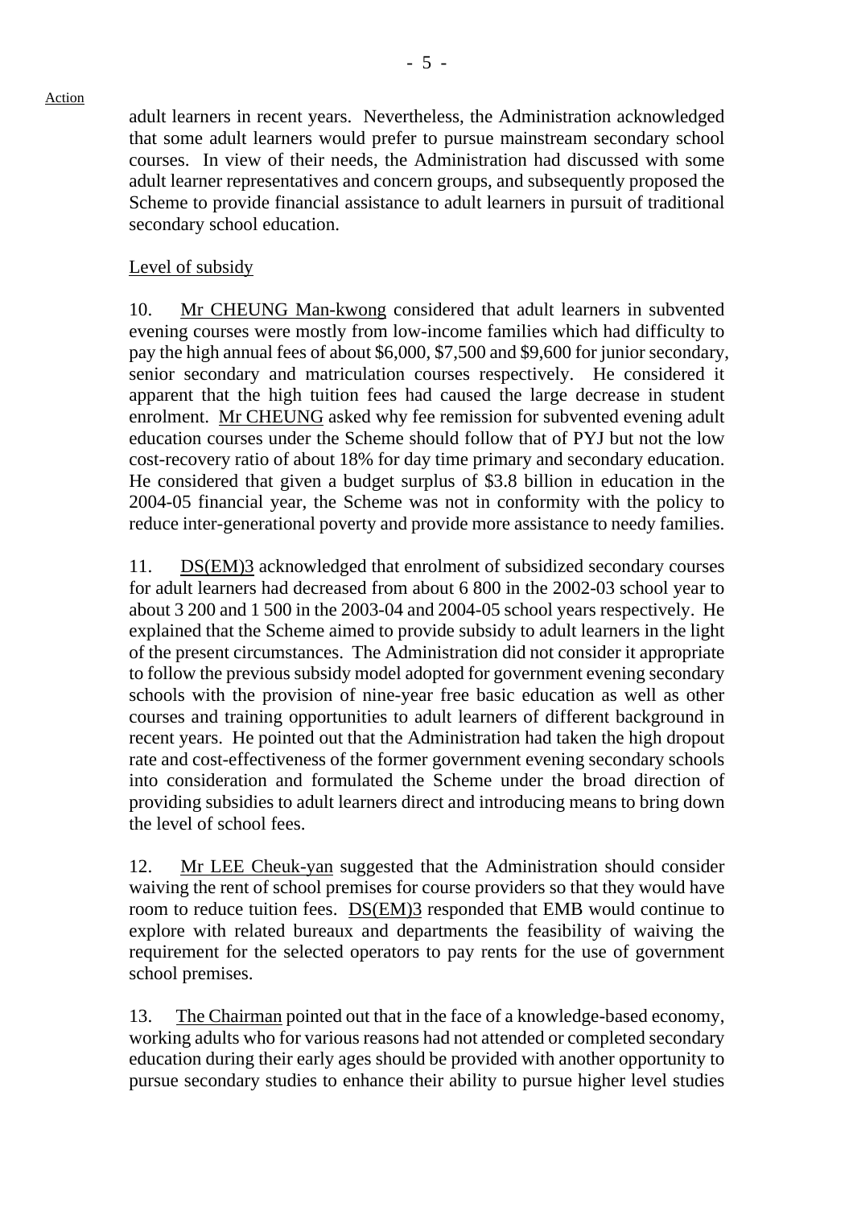adult learners in recent years. Nevertheless, the Administration acknowledged that some adult learners would prefer to pursue mainstream secondary school courses. In view of their needs, the Administration had discussed with some adult learner representatives and concern groups, and subsequently proposed the Scheme to provide financial assistance to adult learners in pursuit of traditional secondary school education.

Level of subsidy

10. Mr CHEUNG Man-kwong considered that adult learners in subvented evening courses were mostly from low-income families which had difficulty to pay the high annual fees of about \$6,000, \$7,500 and \$9,600 for junior secondary, senior secondary and matriculation courses respectively. He considered it apparent that the high tuition fees had caused the large decrease in student enrolment. Mr CHEUNG asked why fee remission for subvented evening adult education courses under the Scheme should follow that of PYJ but not the low cost-recovery ratio of about 18% for day time primary and secondary education. He considered that given a budget surplus of \$3.8 billion in education in the 2004-05 financial year, the Scheme was not in conformity with the policy to reduce inter-generational poverty and provide more assistance to needy families.

11. DS(EM)3 acknowledged that enrolment of subsidized secondary courses for adult learners had decreased from about 6 800 in the 2002-03 school year to about 3 200 and 1 500 in the 2003-04 and 2004-05 school years respectively. He explained that the Scheme aimed to provide subsidy to adult learners in the light of the present circumstances. The Administration did not consider it appropriate to follow the previous subsidy model adopted for government evening secondary schools with the provision of nine-year free basic education as well as other courses and training opportunities to adult learners of different background in recent years. He pointed out that the Administration had taken the high dropout rate and cost-effectiveness of the former government evening secondary schools into consideration and formulated the Scheme under the broad direction of providing subsidies to adult learners direct and introducing means to bring down the level of school fees.

12. Mr LEE Cheuk-yan suggested that the Administration should consider waiving the rent of school premises for course providers so that they would have room to reduce tuition fees. DS(EM)3 responded that EMB would continue to explore with related bureaux and departments the feasibility of waiving the requirement for the selected operators to pay rents for the use of government school premises.

13. The Chairman pointed out that in the face of a knowledge-based economy, working adults who for various reasons had not attended or completed secondary education during their early ages should be provided with another opportunity to pursue secondary studies to enhance their ability to pursue higher level studies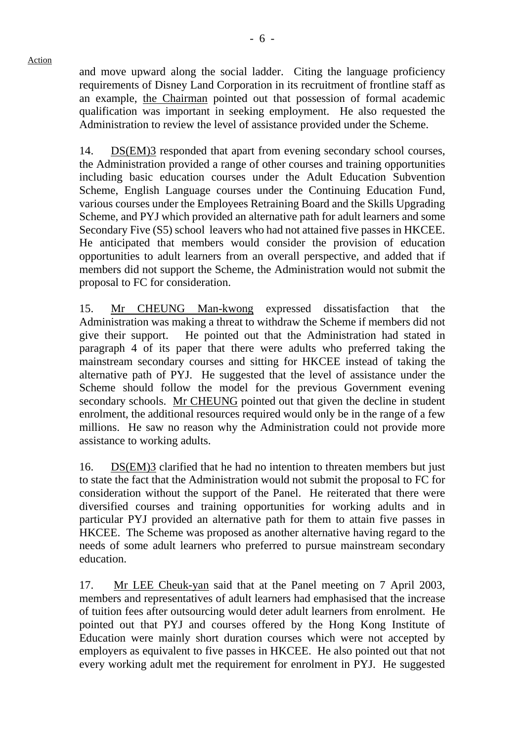and move upward along the social ladder. Citing the language proficiency requirements of Disney Land Corporation in its recruitment of frontline staff as an example, the Chairman pointed out that possession of formal academic qualification was important in seeking employment. He also requested the Administration to review the level of assistance provided under the Scheme.

14. DS(EM)3 responded that apart from evening secondary school courses, the Administration provided a range of other courses and training opportunities including basic education courses under the Adult Education Subvention Scheme, English Language courses under the Continuing Education Fund, various courses under the Employees Retraining Board and the Skills Upgrading Scheme, and PYJ which provided an alternative path for adult learners and some Secondary Five (S5) school leavers who had not attained five passes in HKCEE. He anticipated that members would consider the provision of education opportunities to adult learners from an overall perspective, and added that if members did not support the Scheme, the Administration would not submit the proposal to FC for consideration.

15. Mr CHEUNG Man-kwong expressed dissatisfaction that the Administration was making a threat to withdraw the Scheme if members did not give their support. He pointed out that the Administration had stated in paragraph 4 of its paper that there were adults who preferred taking the mainstream secondary courses and sitting for HKCEE instead of taking the alternative path of PYJ. He suggested that the level of assistance under the Scheme should follow the model for the previous Government evening secondary schools. Mr CHEUNG pointed out that given the decline in student enrolment, the additional resources required would only be in the range of a few millions. He saw no reason why the Administration could not provide more assistance to working adults.

16. DS(EM)3 clarified that he had no intention to threaten members but just to state the fact that the Administration would not submit the proposal to FC for consideration without the support of the Panel. He reiterated that there were diversified courses and training opportunities for working adults and in particular PYJ provided an alternative path for them to attain five passes in HKCEE. The Scheme was proposed as another alternative having regard to the needs of some adult learners who preferred to pursue mainstream secondary education.

17. Mr LEE Cheuk-yan said that at the Panel meeting on 7 April 2003, members and representatives of adult learners had emphasised that the increase of tuition fees after outsourcing would deter adult learners from enrolment. He pointed out that PYJ and courses offered by the Hong Kong Institute of Education were mainly short duration courses which were not accepted by employers as equivalent to five passes in HKCEE. He also pointed out that not every working adult met the requirement for enrolment in PYJ. He suggested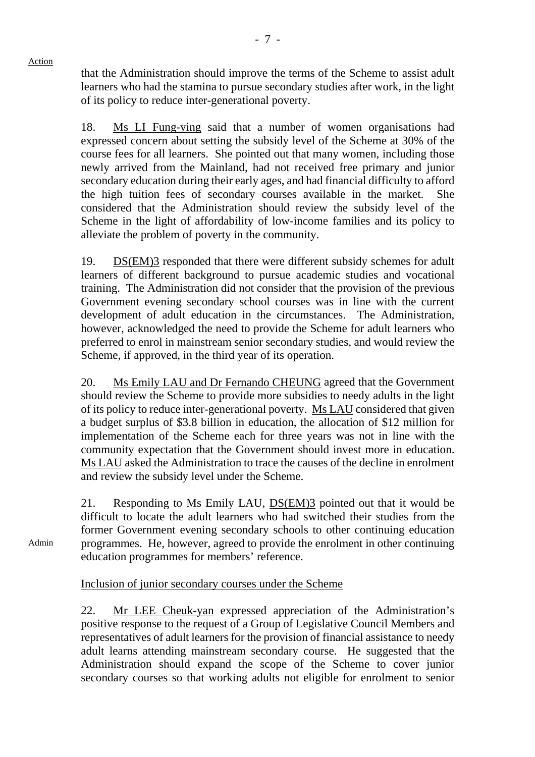Action

that the Administration should improve the terms of the Scheme to assist adult learners who had the stamina to pursue secondary studies after work, in the light of its policy to reduce inter-generational poverty.

18. Ms LI Fung-ying said that a number of women organisations had expressed concern about setting the subsidy level of the Scheme at 30% of the course fees for all learners. She pointed out that many women, including those newly arrived from the Mainland, had not received free primary and junior secondary education during their early ages, and had financial difficulty to afford the high tuition fees of secondary courses available in the market. She considered that the Administration should review the subsidy level of the Scheme in the light of affordability of low-income families and its policy to alleviate the problem of poverty in the community.

19. DS(EM)3 responded that there were different subsidy schemes for adult learners of different background to pursue academic studies and vocational training. The Administration did not consider that the provision of the previous Government evening secondary school courses was in line with the current development of adult education in the circumstances. The Administration, however, acknowledged the need to provide the Scheme for adult learners who preferred to enrol in mainstream senior secondary studies, and would review the Scheme, if approved, in the third year of its operation.

20. Ms Emily LAU and Dr Fernando CHEUNG agreed that the Government should review the Scheme to provide more subsidies to needy adults in the light of its policy to reduce inter-generational poverty. Ms LAU considered that given a budget surplus of $3.8 billion in education, the allocation of $12 million for implementation of the Scheme each for three years was not in line with the community expectation that the Government should invest more in education. Ms LAU asked the Administration to trace the causes of the decline in enrolment and review the subsidy level under the Scheme.

21. Responding to Ms Emily LAU, DS(EM)3 pointed out that it would be difficult to locate the adult learners who had switched their studies from the former Government evening secondary schools to other continuing education programmes. He, however, agreed to provide the enrolment in other continuing education programmes for members' reference.

Admin

Inclusion of junior secondary courses under the Scheme

22. Mr LEE Cheuk-yan expressed appreciation of the Administration's positive response to the request of a Group of Legislative Council Members and representatives of adult learners for the provision of financial assistance to needy adult learns attending mainstream secondary course. He suggested that the Administration should expand the scope of the Scheme to cover junior secondary courses so that working adults not eligible for enrolment to senior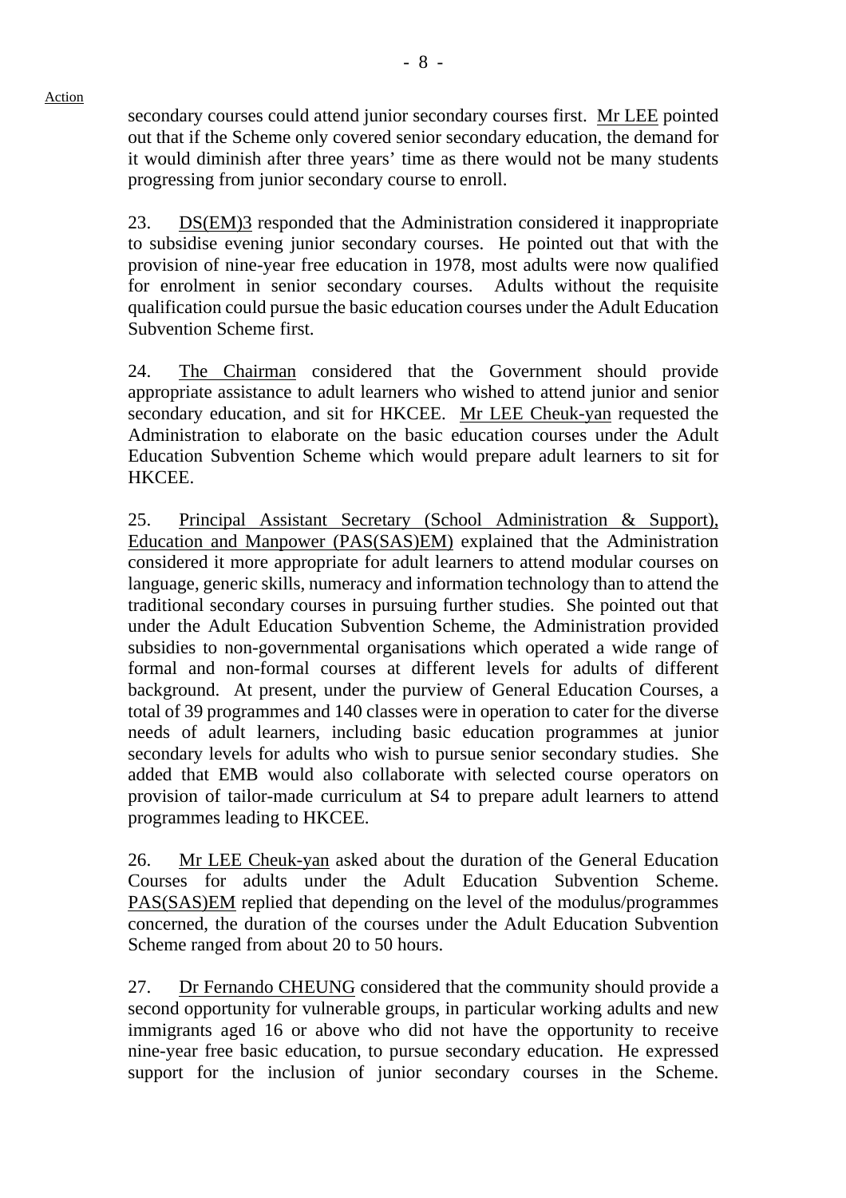Action

secondary courses could attend junior secondary courses first. Mr LEE pointed out that if the Scheme only covered senior secondary education, the demand for it would diminish after three years' time as there would not be many students progressing from junior secondary course to enroll.

23. DS(EM)3 responded that the Administration considered it inappropriate to subsidise evening junior secondary courses. He pointed out that with the provision of nine-year free education in 1978, most adults were now qualified for enrolment in senior secondary courses. Adults without the requisite qualification could pursue the basic education courses under the Adult Education Subvention Scheme first.

24. The Chairman considered that the Government should provide appropriate assistance to adult learners who wished to attend junior and senior secondary education, and sit for HKCEE. Mr LEE Cheuk-yan requested the Administration to elaborate on the basic education courses under the Adult Education Subvention Scheme which would prepare adult learners to sit for HKCEE.

25. Principal Assistant Secretary (School Administration & Support), Education and Manpower (PAS(SAS)EM) explained that the Administration considered it more appropriate for adult learners to attend modular courses on language, generic skills, numeracy and information technology than to attend the traditional secondary courses in pursuing further studies. She pointed out that under the Adult Education Subvention Scheme, the Administration provided subsidies to non-governmental organisations which operated a wide range of formal and non-formal courses at different levels for adults of different background. At present, under the purview of General Education Courses, a total of 39 programmes and 140 classes were in operation to cater for the diverse needs of adult learners, including basic education programmes at junior secondary levels for adults who wish to pursue senior secondary studies. She added that EMB would also collaborate with selected course operators on provision of tailor-made curriculum at S4 to prepare adult learners to attend programmes leading to HKCEE.

26. Mr LEE Cheuk-yan asked about the duration of the General Education Courses for adults under the Adult Education Subvention Scheme. PAS(SAS)EM replied that depending on the level of the modulus/programmes concerned, the duration of the courses under the Adult Education Subvention Scheme ranged from about 20 to 50 hours.

27. Dr Fernando CHEUNG considered that the community should provide a second opportunity for vulnerable groups, in particular working adults and new immigrants aged 16 or above who did not have the opportunity to receive nine-year free basic education, to pursue secondary education. He expressed support for the inclusion of junior secondary courses in the Scheme.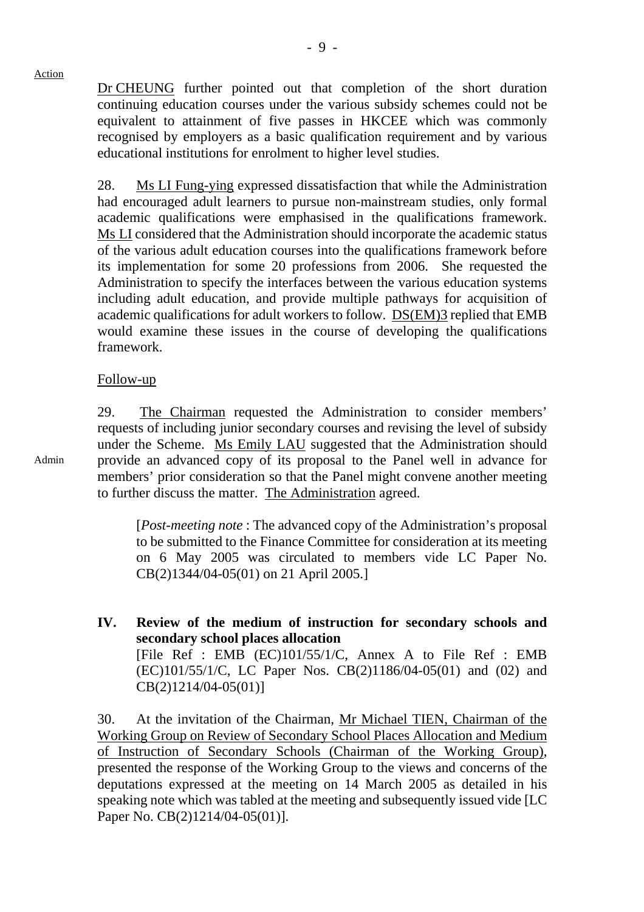Dr CHEUNG further pointed out that completion of the short duration continuing education courses under the various subsidy schemes could not be equivalent to attainment of five passes in HKCEE which was commonly recognised by employers as a basic qualification requirement and by various educational institutions for enrolment to higher level studies.

28. Ms LI Fung-ying expressed dissatisfaction that while the Administration had encouraged adult learners to pursue non-mainstream studies, only formal academic qualifications were emphasised in the qualifications framework. Ms LI considered that the Administration should incorporate the academic status of the various adult education courses into the qualifications framework before its implementation for some 20 professions from 2006. She requested the Administration to specify the interfaces between the various education systems including adult education, and provide multiple pathways for acquisition of academic qualifications for adult workers to follow. DS(EM)3 replied that EMB would examine these issues in the course of developing the qualifications framework.

Follow-up

29. The Chairman requested the Administration to consider members' requests of including junior secondary courses and revising the level of subsidy under the Scheme. Ms Emily LAU suggested that the Administration should provide an advanced copy of its proposal to the Panel well in advance for members' prior consideration so that the Panel might convene another meeting to further discuss the matter. The Administration agreed.

Action: Admin

> [*Post-meeting note* : The advanced copy of the Administration's proposal to be submitted to the Finance Committee for consideration at its meeting on 6 May 2005 was circulated to members vide LC Paper No. CB(2)1344/04-05(01) on 21 April 2005.]

## IV. Review of the medium of instruction for secondary schools and secondary school places allocation

[File Ref : EMB (EC)101/55/1/C, Annex A to File Ref : EMB (EC)101/55/1/C, LC Paper Nos. CB(2)1186/04-05(01) and (02) and CB(2)1214/04-05(01)]

30. At the invitation of the Chairman, Mr Michael TIEN, Chairman of the Working Group on Review of Secondary School Places Allocation and Medium of Instruction of Secondary Schools (Chairman of the Working Group), presented the response of the Working Group to the views and concerns of the deputations expressed at the meeting on 14 March 2005 as detailed in his speaking note which was tabled at the meeting and subsequently issued vide [LC Paper No. CB(2)1214/04-05(01)].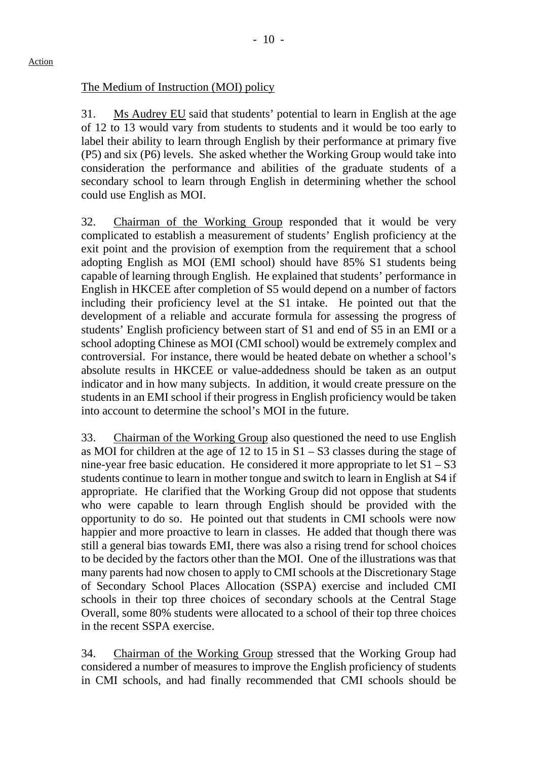Action

The Medium of Instruction (MOI) policy

31. Ms Audrey EU said that students' potential to learn in English at the age of 12 to 13 would vary from students to students and it would be too early to label their ability to learn through English by their performance at primary five (P5) and six (P6) levels. She asked whether the Working Group would take into consideration the performance and abilities of the graduate students of a secondary school to learn through English in determining whether the school could use English as MOI.

32. Chairman of the Working Group responded that it would be very complicated to establish a measurement of students' English proficiency at the exit point and the provision of exemption from the requirement that a school adopting English as MOI (EMI school) should have 85% S1 students being capable of learning through English. He explained that students' performance in English in HKCEE after completion of S5 would depend on a number of factors including their proficiency level at the S1 intake. He pointed out that the development of a reliable and accurate formula for assessing the progress of students' English proficiency between start of S1 and end of S5 in an EMI or a school adopting Chinese as MOI (CMI school) would be extremely complex and controversial. For instance, there would be heated debate on whether a school's absolute results in HKCEE or value-addedness should be taken as an output indicator and in how many subjects. In addition, it would create pressure on the students in an EMI school if their progress in English proficiency would be taken into account to determine the school's MOI in the future.

33. Chairman of the Working Group also questioned the need to use English as MOI for children at the age of 12 to 15 in S1 – S3 classes during the stage of nine-year free basic education. He considered it more appropriate to let S1 – S3 students continue to learn in mother tongue and switch to learn in English at S4 if appropriate. He clarified that the Working Group did not oppose that students who were capable to learn through English should be provided with the opportunity to do so. He pointed out that students in CMI schools were now happier and more proactive to learn in classes. He added that though there was still a general bias towards EMI, there was also a rising trend for school choices to be decided by the factors other than the MOI. One of the illustrations was that many parents had now chosen to apply to CMI schools at the Discretionary Stage of Secondary School Places Allocation (SSPA) exercise and included CMI schools in their top three choices of secondary schools at the Central Stage Overall, some 80% students were allocated to a school of their top three choices in the recent SSPA exercise.

34. Chairman of the Working Group stressed that the Working Group had considered a number of measures to improve the English proficiency of students in CMI schools, and had finally recommended that CMI schools should be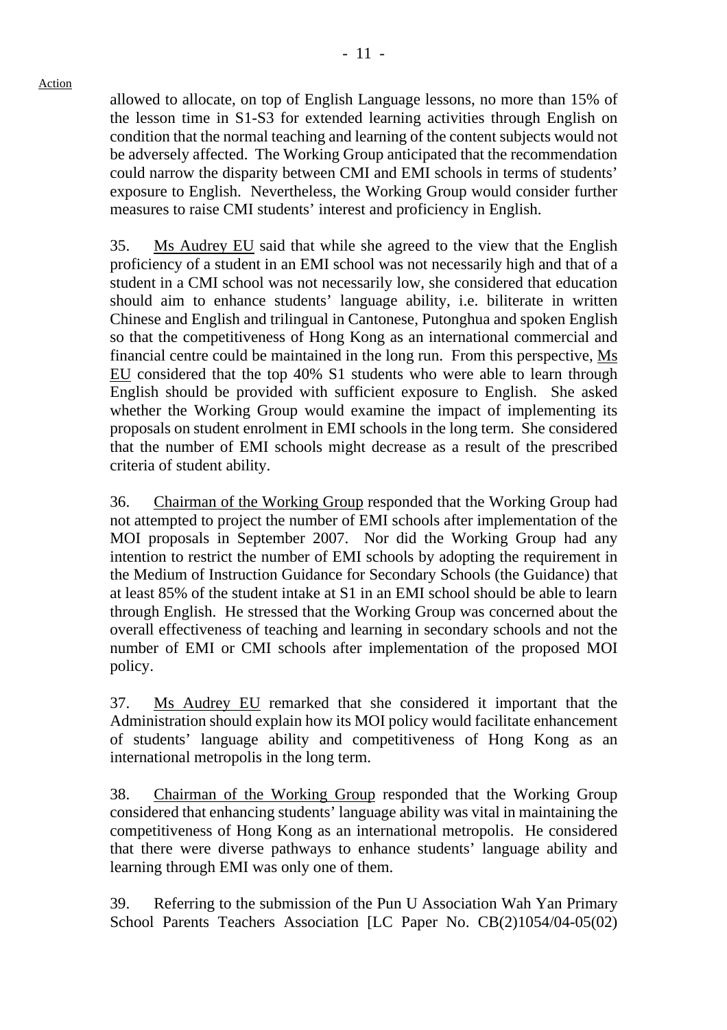Action

allowed to allocate, on top of English Language lessons, no more than 15% of the lesson time in S1-S3 for extended learning activities through English on condition that the normal teaching and learning of the content subjects would not be adversely affected. The Working Group anticipated that the recommendation could narrow the disparity between CMI and EMI schools in terms of students' exposure to English. Nevertheless, the Working Group would consider further measures to raise CMI students' interest and proficiency in English.

35. Ms Audrey EU said that while she agreed to the view that the English proficiency of a student in an EMI school was not necessarily high and that of a student in a CMI school was not necessarily low, she considered that education should aim to enhance students' language ability, i.e. biliterate in written Chinese and English and trilingual in Cantonese, Putonghua and spoken English so that the competitiveness of Hong Kong as an international commercial and financial centre could be maintained in the long run. From this perspective, Ms EU considered that the top 40% S1 students who were able to learn through English should be provided with sufficient exposure to English. She asked whether the Working Group would examine the impact of implementing its proposals on student enrolment in EMI schools in the long term. She considered that the number of EMI schools might decrease as a result of the prescribed criteria of student ability.

36. Chairman of the Working Group responded that the Working Group had not attempted to project the number of EMI schools after implementation of the MOI proposals in September 2007. Nor did the Working Group had any intention to restrict the number of EMI schools by adopting the requirement in the Medium of Instruction Guidance for Secondary Schools (the Guidance) that at least 85% of the student intake at S1 in an EMI school should be able to learn through English. He stressed that the Working Group was concerned about the overall effectiveness of teaching and learning in secondary schools and not the number of EMI or CMI schools after implementation of the proposed MOI policy.

37. Ms Audrey EU remarked that she considered it important that the Administration should explain how its MOI policy would facilitate enhancement of students' language ability and competitiveness of Hong Kong as an international metropolis in the long term.

38. Chairman of the Working Group responded that the Working Group considered that enhancing students' language ability was vital in maintaining the competitiveness of Hong Kong as an international metropolis. He considered that there were diverse pathways to enhance students' language ability and learning through EMI was only one of them.

39. Referring to the submission of the Pun U Association Wah Yan Primary School Parents Teachers Association [LC Paper No. CB(2)1054/04-05(02)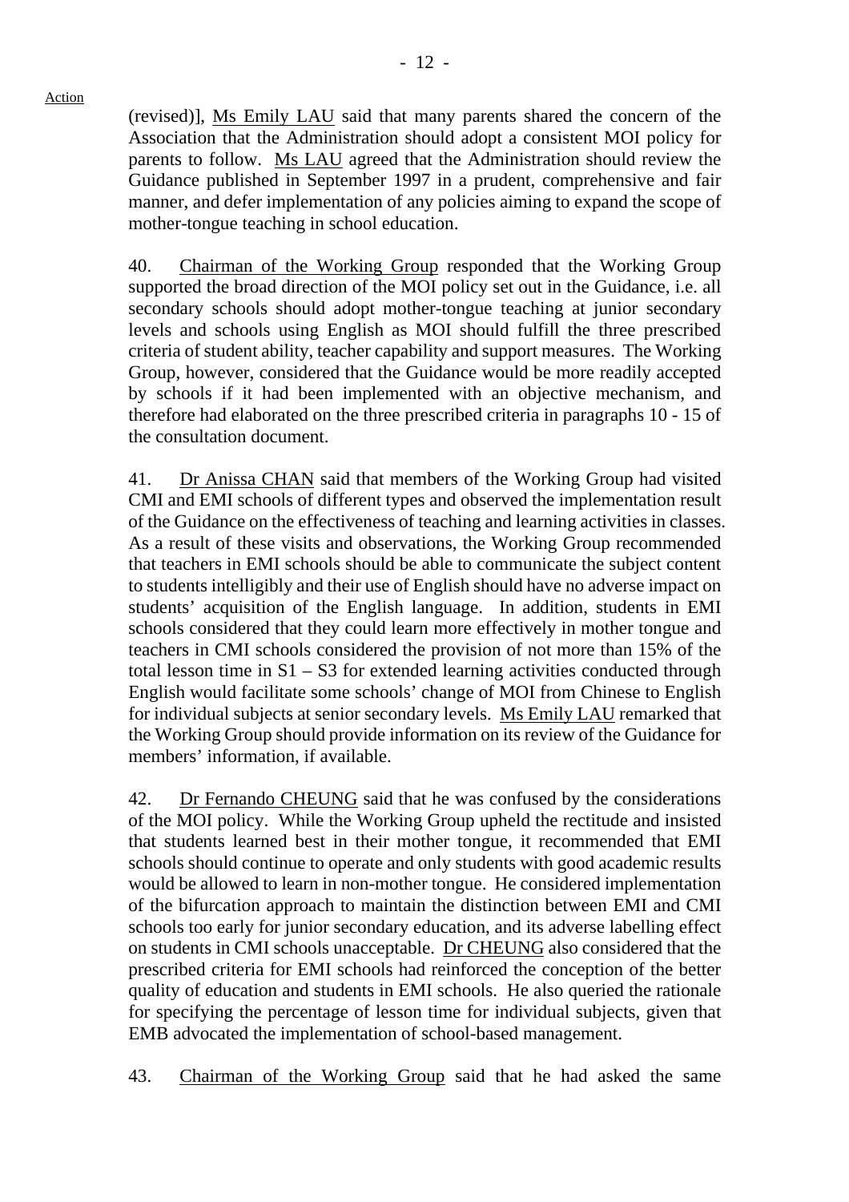(revised)], Ms Emily LAU said that many parents shared the concern of the Association that the Administration should adopt a consistent MOI policy for parents to follow. Ms LAU agreed that the Administration should review the Guidance published in September 1997 in a prudent, comprehensive and fair manner, and defer implementation of any policies aiming to expand the scope of mother-tongue teaching in school education.

40. Chairman of the Working Group responded that the Working Group supported the broad direction of the MOI policy set out in the Guidance, i.e. all secondary schools should adopt mother-tongue teaching at junior secondary levels and schools using English as MOI should fulfill the three prescribed criteria of student ability, teacher capability and support measures. The Working Group, however, considered that the Guidance would be more readily accepted by schools if it had been implemented with an objective mechanism, and therefore had elaborated on the three prescribed criteria in paragraphs 10 - 15 of the consultation document.

41. Dr Anissa CHAN said that members of the Working Group had visited CMI and EMI schools of different types and observed the implementation result of the Guidance on the effectiveness of teaching and learning activities in classes. As a result of these visits and observations, the Working Group recommended that teachers in EMI schools should be able to communicate the subject content to students intelligibly and their use of English should have no adverse impact on students' acquisition of the English language. In addition, students in EMI schools considered that they could learn more effectively in mother tongue and teachers in CMI schools considered the provision of not more than 15% of the total lesson time in S1 – S3 for extended learning activities conducted through English would facilitate some schools' change of MOI from Chinese to English for individual subjects at senior secondary levels. Ms Emily LAU remarked that the Working Group should provide information on its review of the Guidance for members' information, if available.

42. Dr Fernando CHEUNG said that he was confused by the considerations of the MOI policy. While the Working Group upheld the rectitude and insisted that students learned best in their mother tongue, it recommended that EMI schools should continue to operate and only students with good academic results would be allowed to learn in non-mother tongue. He considered implementation of the bifurcation approach to maintain the distinction between EMI and CMI schools too early for junior secondary education, and its adverse labelling effect on students in CMI schools unacceptable. Dr CHEUNG also considered that the prescribed criteria for EMI schools had reinforced the conception of the better quality of education and students in EMI schools. He also queried the rationale for specifying the percentage of lesson time for individual subjects, given that EMB advocated the implementation of school-based management.

43. Chairman of the Working Group said that he had asked the same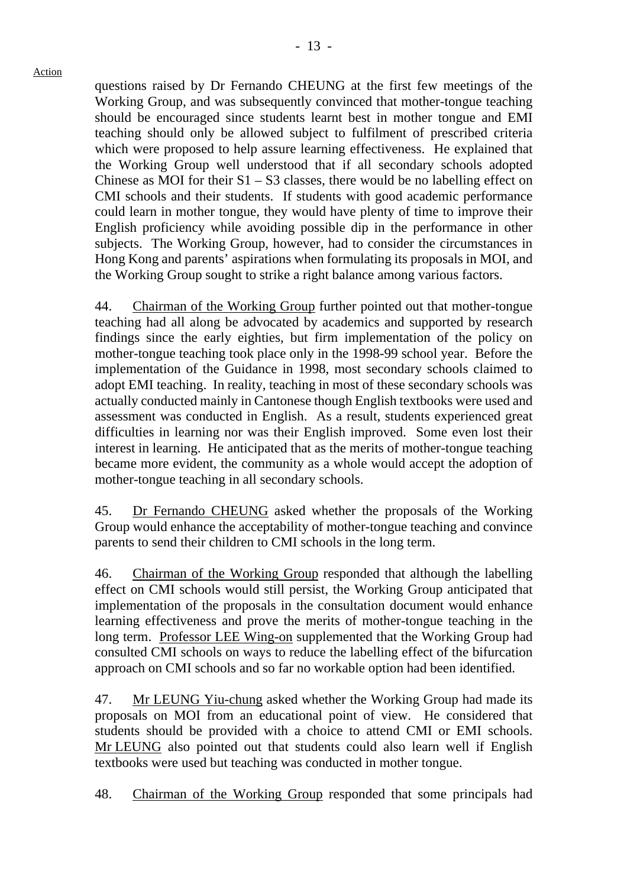questions raised by Dr Fernando CHEUNG at the first few meetings of the Working Group, and was subsequently convinced that mother-tongue teaching should be encouraged since students learnt best in mother tongue and EMI teaching should only be allowed subject to fulfilment of prescribed criteria which were proposed to help assure learning effectiveness. He explained that the Working Group well understood that if all secondary schools adopted Chinese as MOI for their S1 – S3 classes, there would be no labelling effect on CMI schools and their students. If students with good academic performance could learn in mother tongue, they would have plenty of time to improve their English proficiency while avoiding possible dip in the performance in other subjects. The Working Group, however, had to consider the circumstances in Hong Kong and parents' aspirations when formulating its proposals in MOI, and the Working Group sought to strike a right balance among various factors.

44. Chairman of the Working Group further pointed out that mother-tongue teaching had all along be advocated by academics and supported by research findings since the early eighties, but firm implementation of the policy on mother-tongue teaching took place only in the 1998-99 school year. Before the implementation of the Guidance in 1998, most secondary schools claimed to adopt EMI teaching. In reality, teaching in most of these secondary schools was actually conducted mainly in Cantonese though English textbooks were used and assessment was conducted in English. As a result, students experienced great difficulties in learning nor was their English improved. Some even lost their interest in learning. He anticipated that as the merits of mother-tongue teaching became more evident, the community as a whole would accept the adoption of mother-tongue teaching in all secondary schools.

45. Dr Fernando CHEUNG asked whether the proposals of the Working Group would enhance the acceptability of mother-tongue teaching and convince parents to send their children to CMI schools in the long term.

46. Chairman of the Working Group responded that although the labelling effect on CMI schools would still persist, the Working Group anticipated that implementation of the proposals in the consultation document would enhance learning effectiveness and prove the merits of mother-tongue teaching in the long term. Professor LEE Wing-on supplemented that the Working Group had consulted CMI schools on ways to reduce the labelling effect of the bifurcation approach on CMI schools and so far no workable option had been identified.

47. Mr LEUNG Yiu-chung asked whether the Working Group had made its proposals on MOI from an educational point of view. He considered that students should be provided with a choice to attend CMI or EMI schools. Mr LEUNG also pointed out that students could also learn well if English textbooks were used but teaching was conducted in mother tongue.

48. Chairman of the Working Group responded that some principals had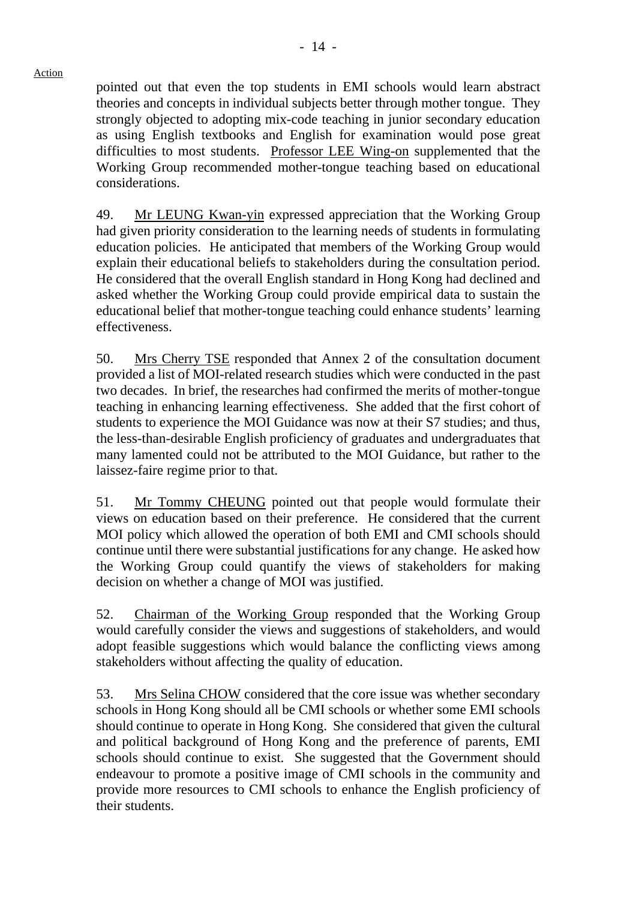pointed out that even the top students in EMI schools would learn abstract theories and concepts in individual subjects better through mother tongue. They strongly objected to adopting mix-code teaching in junior secondary education as using English textbooks and English for examination would pose great difficulties to most students. Professor LEE Wing-on supplemented that the Working Group recommended mother-tongue teaching based on educational considerations.

49. Mr LEUNG Kwan-yin expressed appreciation that the Working Group had given priority consideration to the learning needs of students in formulating education policies. He anticipated that members of the Working Group would explain their educational beliefs to stakeholders during the consultation period. He considered that the overall English standard in Hong Kong had declined and asked whether the Working Group could provide empirical data to sustain the educational belief that mother-tongue teaching could enhance students' learning effectiveness.

50. Mrs Cherry TSE responded that Annex 2 of the consultation document provided a list of MOI-related research studies which were conducted in the past two decades. In brief, the researches had confirmed the merits of mother-tongue teaching in enhancing learning effectiveness. She added that the first cohort of students to experience the MOI Guidance was now at their S7 studies; and thus, the less-than-desirable English proficiency of graduates and undergraduates that many lamented could not be attributed to the MOI Guidance, but rather to the laissez-faire regime prior to that.

51. Mr Tommy CHEUNG pointed out that people would formulate their views on education based on their preference. He considered that the current MOI policy which allowed the operation of both EMI and CMI schools should continue until there were substantial justifications for any change. He asked how the Working Group could quantify the views of stakeholders for making decision on whether a change of MOI was justified.

52. Chairman of the Working Group responded that the Working Group would carefully consider the views and suggestions of stakeholders, and would adopt feasible suggestions which would balance the conflicting views among stakeholders without affecting the quality of education.

53. Mrs Selina CHOW considered that the core issue was whether secondary schools in Hong Kong should all be CMI schools or whether some EMI schools should continue to operate in Hong Kong. She considered that given the cultural and political background of Hong Kong and the preference of parents, EMI schools should continue to exist. She suggested that the Government should endeavour to promote a positive image of CMI schools in the community and provide more resources to CMI schools to enhance the English proficiency of their students.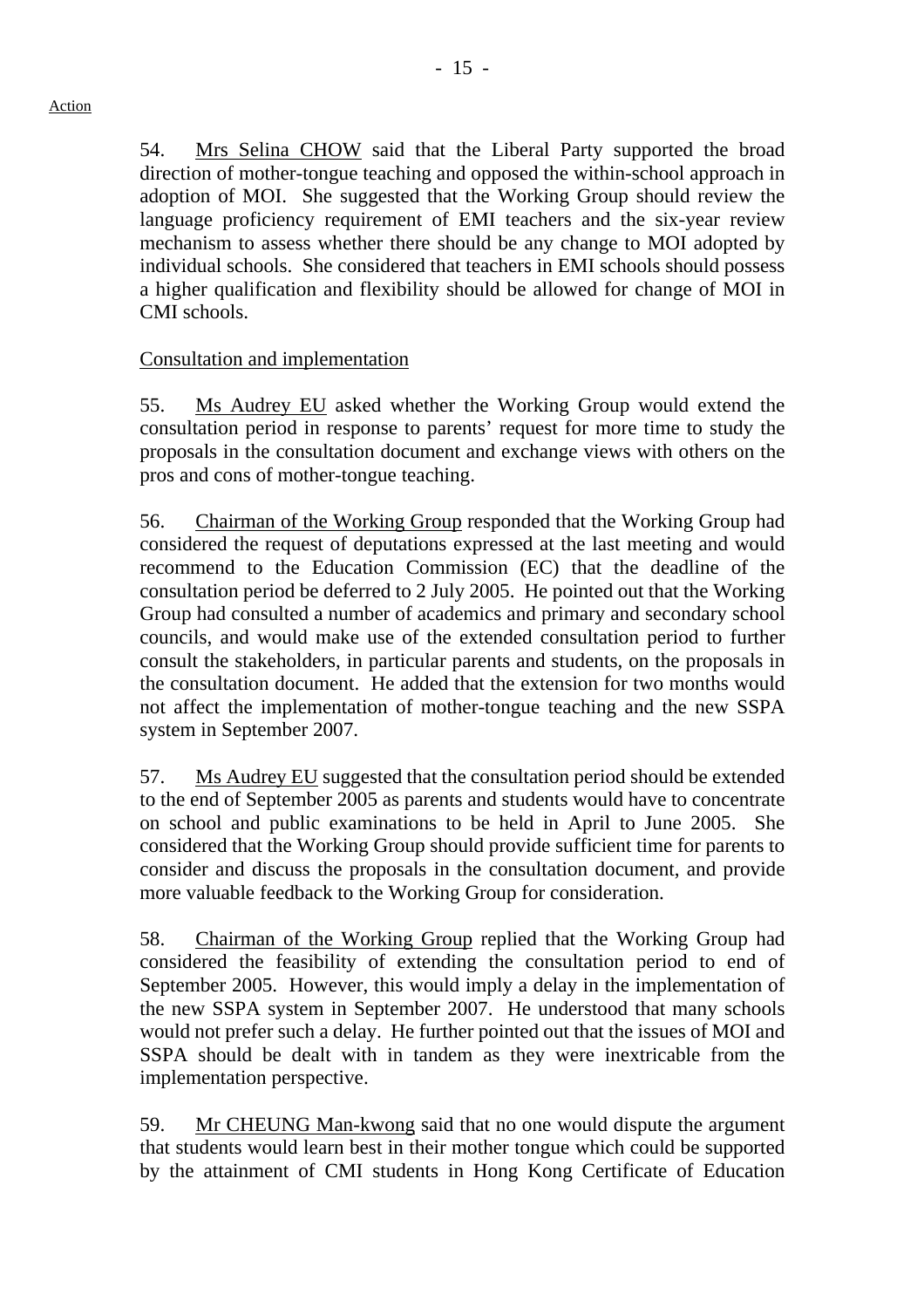54. Mrs Selina CHOW said that the Liberal Party supported the broad direction of mother-tongue teaching and opposed the within-school approach in adoption of MOI. She suggested that the Working Group should review the language proficiency requirement of EMI teachers and the six-year review mechanism to assess whether there should be any change to MOI adopted by individual schools. She considered that teachers in EMI schools should possess a higher qualification and flexibility should be allowed for change of MOI in CMI schools.

Consultation and implementation

55. Ms Audrey EU asked whether the Working Group would extend the consultation period in response to parents' request for more time to study the proposals in the consultation document and exchange views with others on the pros and cons of mother-tongue teaching.

56. Chairman of the Working Group responded that the Working Group had considered the request of deputations expressed at the last meeting and would recommend to the Education Commission (EC) that the deadline of the consultation period be deferred to 2 July 2005. He pointed out that the Working Group had consulted a number of academics and primary and secondary school councils, and would make use of the extended consultation period to further consult the stakeholders, in particular parents and students, on the proposals in the consultation document. He added that the extension for two months would not affect the implementation of mother-tongue teaching and the new SSPA system in September 2007.

57. Ms Audrey EU suggested that the consultation period should be extended to the end of September 2005 as parents and students would have to concentrate on school and public examinations to be held in April to June 2005. She considered that the Working Group should provide sufficient time for parents to consider and discuss the proposals in the consultation document, and provide more valuable feedback to the Working Group for consideration.

58. Chairman of the Working Group replied that the Working Group had considered the feasibility of extending the consultation period to end of September 2005. However, this would imply a delay in the implementation of the new SSPA system in September 2007. He understood that many schools would not prefer such a delay. He further pointed out that the issues of MOI and SSPA should be dealt with in tandem as they were inextricable from the implementation perspective.

59. Mr CHEUNG Man-kwong said that no one would dispute the argument that students would learn best in their mother tongue which could be supported by the attainment of CMI students in Hong Kong Certificate of Education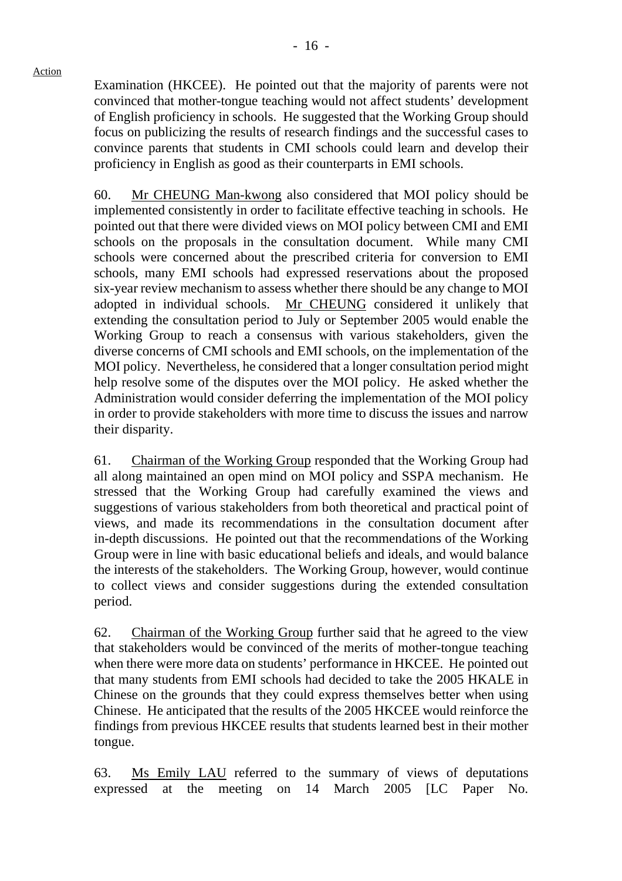Action

Examination (HKCEE). He pointed out that the majority of parents were not convinced that mother-tongue teaching would not affect students' development of English proficiency in schools. He suggested that the Working Group should focus on publicizing the results of research findings and the successful cases to convince parents that students in CMI schools could learn and develop their proficiency in English as good as their counterparts in EMI schools.

60. Mr CHEUNG Man-kwong also considered that MOI policy should be implemented consistently in order to facilitate effective teaching in schools. He pointed out that there were divided views on MOI policy between CMI and EMI schools on the proposals in the consultation document. While many CMI schools were concerned about the prescribed criteria for conversion to EMI schools, many EMI schools had expressed reservations about the proposed six-year review mechanism to assess whether there should be any change to MOI adopted in individual schools. Mr CHEUNG considered it unlikely that extending the consultation period to July or September 2005 would enable the Working Group to reach a consensus with various stakeholders, given the diverse concerns of CMI schools and EMI schools, on the implementation of the MOI policy. Nevertheless, he considered that a longer consultation period might help resolve some of the disputes over the MOI policy. He asked whether the Administration would consider deferring the implementation of the MOI policy in order to provide stakeholders with more time to discuss the issues and narrow their disparity.

61. Chairman of the Working Group responded that the Working Group had all along maintained an open mind on MOI policy and SSPA mechanism. He stressed that the Working Group had carefully examined the views and suggestions of various stakeholders from both theoretical and practical point of views, and made its recommendations in the consultation document after in-depth discussions. He pointed out that the recommendations of the Working Group were in line with basic educational beliefs and ideals, and would balance the interests of the stakeholders. The Working Group, however, would continue to collect views and consider suggestions during the extended consultation period.

62. Chairman of the Working Group further said that he agreed to the view that stakeholders would be convinced of the merits of mother-tongue teaching when there were more data on students' performance in HKCEE. He pointed out that many students from EMI schools had decided to take the 2005 HKALE in Chinese on the grounds that they could express themselves better when using Chinese. He anticipated that the results of the 2005 HKCEE would reinforce the findings from previous HKCEE results that students learned best in their mother tongue.

63. Ms Emily LAU referred to the summary of views of deputations expressed at the meeting on 14 March 2005 [LC Paper No.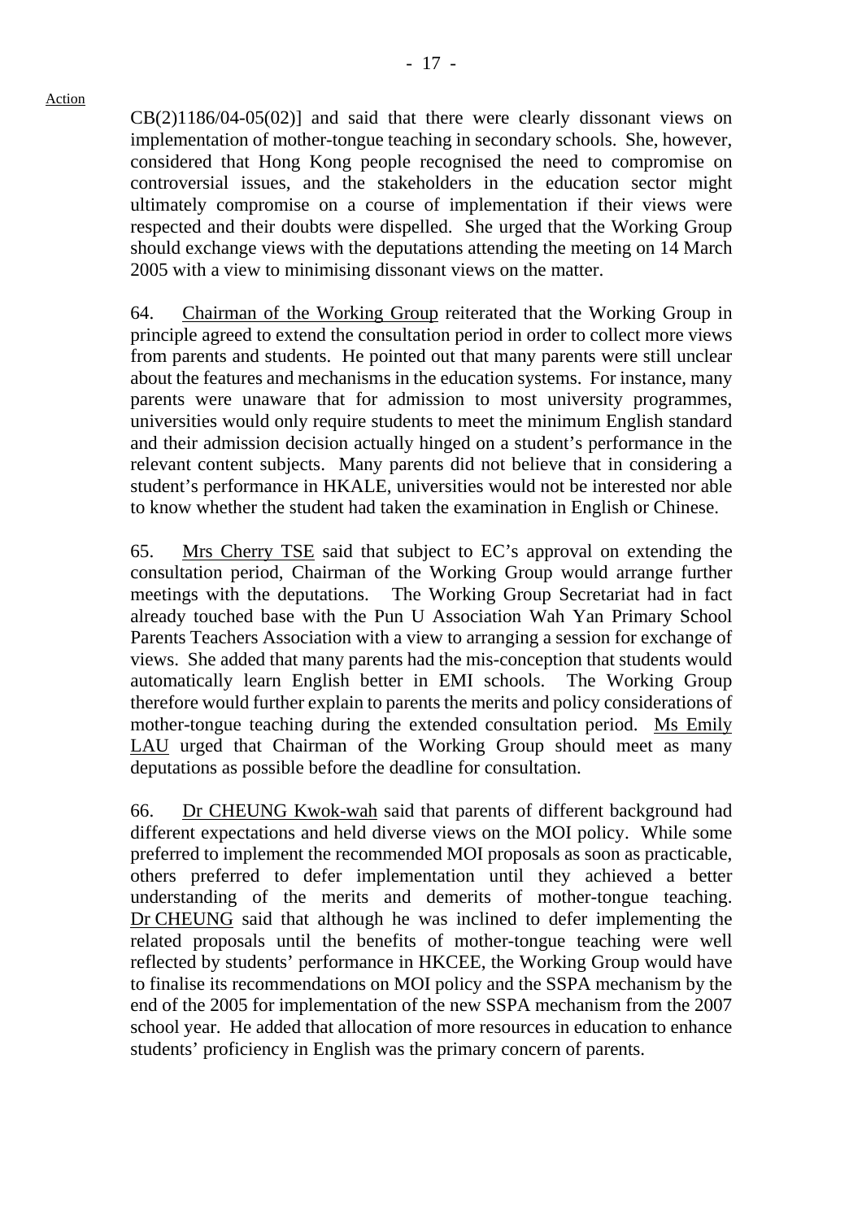CB(2)1186/04-05(02)] and said that there were clearly dissonant views on implementation of mother-tongue teaching in secondary schools. She, however, considered that Hong Kong people recognised the need to compromise on controversial issues, and the stakeholders in the education sector might ultimately compromise on a course of implementation if their views were respected and their doubts were dispelled. She urged that the Working Group should exchange views with the deputations attending the meeting on 14 March 2005 with a view to minimising dissonant views on the matter.

64. Chairman of the Working Group reiterated that the Working Group in principle agreed to extend the consultation period in order to collect more views from parents and students. He pointed out that many parents were still unclear about the features and mechanisms in the education systems. For instance, many parents were unaware that for admission to most university programmes, universities would only require students to meet the minimum English standard and their admission decision actually hinged on a student's performance in the relevant content subjects. Many parents did not believe that in considering a student's performance in HKALE, universities would not be interested nor able to know whether the student had taken the examination in English or Chinese.

65. Mrs Cherry TSE said that subject to EC's approval on extending the consultation period, Chairman of the Working Group would arrange further meetings with the deputations. The Working Group Secretariat had in fact already touched base with the Pun U Association Wah Yan Primary School Parents Teachers Association with a view to arranging a session for exchange of views. She added that many parents had the mis-conception that students would automatically learn English better in EMI schools. The Working Group therefore would further explain to parents the merits and policy considerations of mother-tongue teaching during the extended consultation period. Ms Emily LAU urged that Chairman of the Working Group should meet as many deputations as possible before the deadline for consultation.

66. Dr CHEUNG Kwok-wah said that parents of different background had different expectations and held diverse views on the MOI policy. While some preferred to implement the recommended MOI proposals as soon as practicable, others preferred to defer implementation until they achieved a better understanding of the merits and demerits of mother-tongue teaching. Dr CHEUNG said that although he was inclined to defer implementing the related proposals until the benefits of mother-tongue teaching were well reflected by students' performance in HKCEE, the Working Group would have to finalise its recommendations on MOI policy and the SSPA mechanism by the end of the 2005 for implementation of the new SSPA mechanism from the 2007 school year. He added that allocation of more resources in education to enhance students' proficiency in English was the primary concern of parents.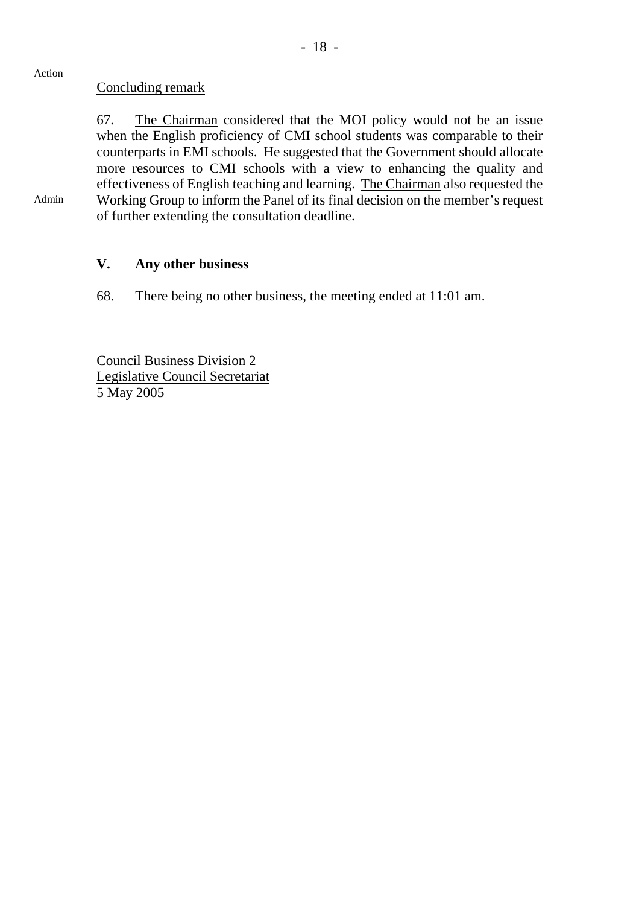Action

Concluding remark

67. The Chairman considered that the MOI policy would not be an issue when the English proficiency of CMI school students was comparable to their counterparts in EMI schools. He suggested that the Government should allocate more resources to CMI schools with a view to enhancing the quality and effectiveness of English teaching and learning. The Chairman also requested the Working Group to inform the Panel of its final decision on the member's request of further extending the consultation deadline.

Admin

## V. Any other business

68. There being no other business, the meeting ended at 11:01 am.

Council Business Division 2
Legislative Council Secretariat
5 May 2005